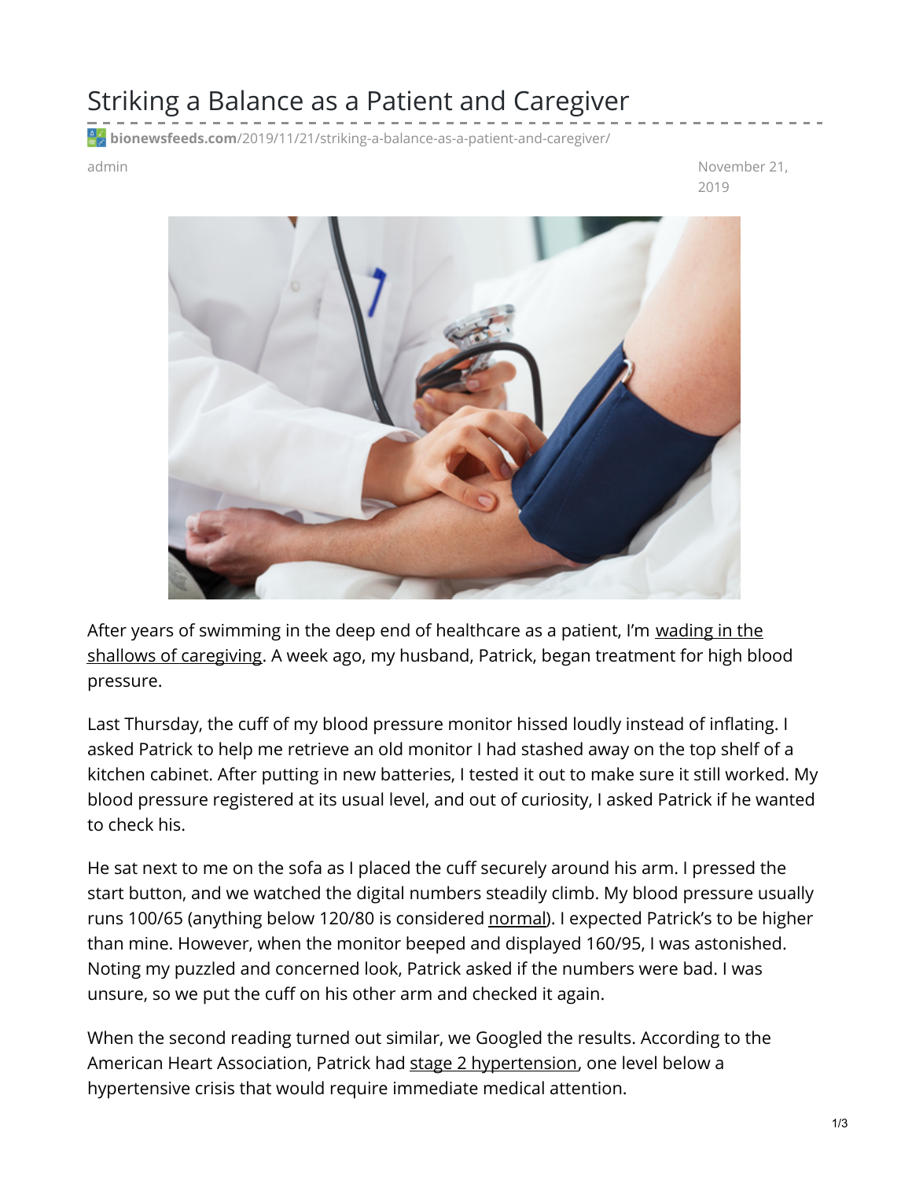# Striking a Balance as a Patient and Caregiver

bionewsfeeds.com/2019/11/21/striking-a-balance-as-a-patient-and-caregiver/

admin

November 21, 2019

After years of swimming in the deep end of healthcare as a patient, I'm wading in the shallows of caregiving. A week ago, my husband, Patrick, began treatment for high blood pressure.

Last Thursday, the cuff of my blood pressure monitor hissed loudly instead of inflating. I asked Patrick to help me retrieve an old monitor I had stashed away on the top shelf of a kitchen cabinet. After putting in new batteries, I tested it out to make sure it still worked. My blood pressure registered at its usual level, and out of curiosity, I asked Patrick if he wanted to check his.

He sat next to me on the sofa as I placed the cuff securely around his arm. I pressed the start button, and we watched the digital numbers steadily climb. My blood pressure usually runs 100/65 (anything below 120/80 is considered normal). I expected Patrick's to be higher than mine. However, when the monitor beeped and displayed 160/95, I was astonished. Noting my puzzled and concerned look, Patrick asked if the numbers were bad. I was unsure, so we put the cuff on his other arm and checked it again.

When the second reading turned out similar, we Googled the results. According to the American Heart Association, Patrick had stage 2 hypertension, one level below a hypertensive crisis that would require immediate medical attention.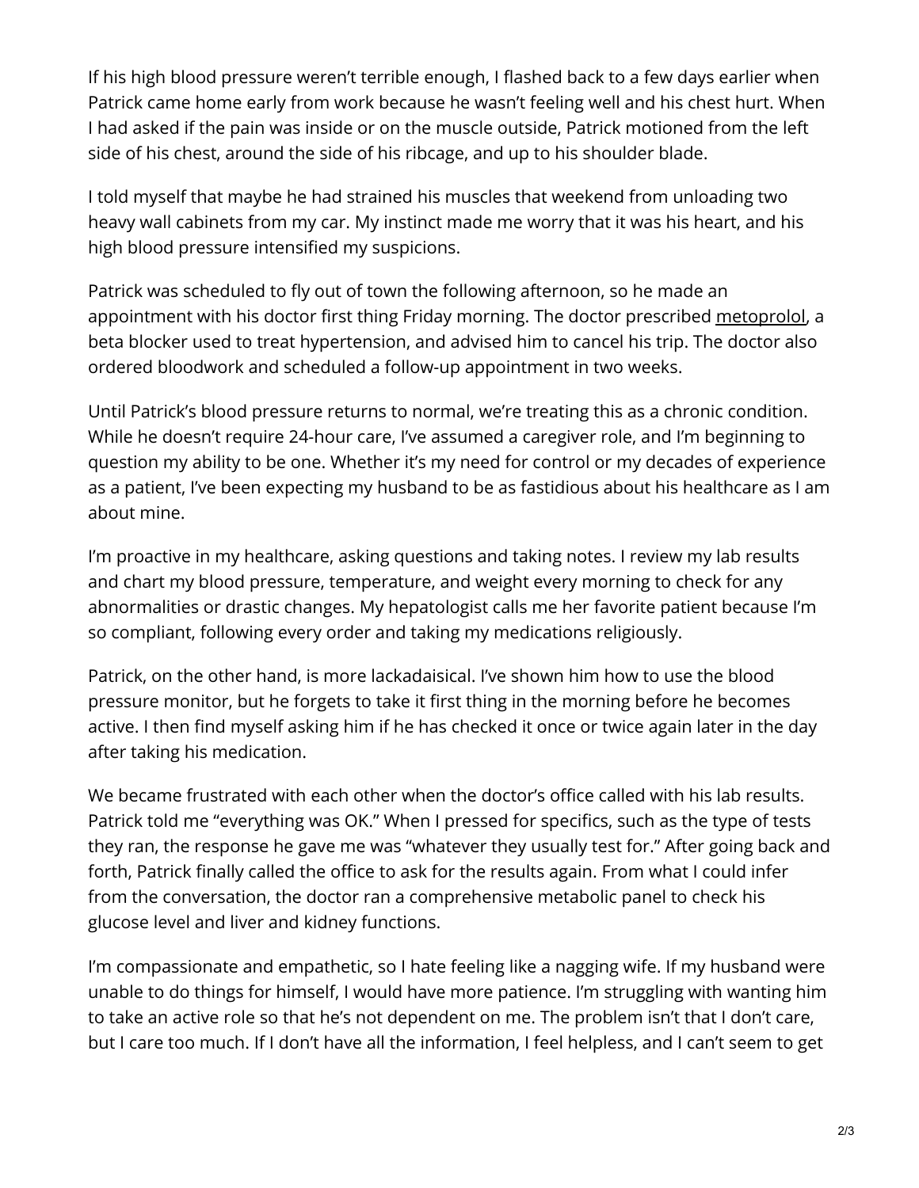If his high blood pressure weren't terrible enough, I flashed back to a few days earlier when Patrick came home early from work because he wasn't feeling well and his chest hurt. When I had asked if the pain was inside or on the muscle outside, Patrick motioned from the left side of his chest, around the side of his ribcage, and up to his shoulder blade.

I told myself that maybe he had strained his muscles that weekend from unloading two heavy wall cabinets from my car. My instinct made me worry that it was his heart, and his high blood pressure intensified my suspicions.

Patrick was scheduled to fly out of town the following afternoon, so he made an appointment with his doctor first thing Friday morning. The doctor prescribed metoprolol, a beta blocker used to treat hypertension, and advised him to cancel his trip. The doctor also ordered bloodwork and scheduled a follow-up appointment in two weeks.

Until Patrick's blood pressure returns to normal, we're treating this as a chronic condition. While he doesn't require 24-hour care, I've assumed a caregiver role, and I'm beginning to question my ability to be one. Whether it's my need for control or my decades of experience as a patient, I've been expecting my husband to be as fastidious about his healthcare as I am about mine.

I'm proactive in my healthcare, asking questions and taking notes. I review my lab results and chart my blood pressure, temperature, and weight every morning to check for any abnormalities or drastic changes. My hepatologist calls me her favorite patient because I'm so compliant, following every order and taking my medications religiously.

Patrick, on the other hand, is more lackadaisical. I've shown him how to use the blood pressure monitor, but he forgets to take it first thing in the morning before he becomes active. I then find myself asking him if he has checked it once or twice again later in the day after taking his medication.

We became frustrated with each other when the doctor's office called with his lab results. Patrick told me "everything was OK." When I pressed for specifics, such as the type of tests they ran, the response he gave me was "whatever they usually test for." After going back and forth, Patrick finally called the office to ask for the results again. From what I could infer from the conversation, the doctor ran a comprehensive metabolic panel to check his glucose level and liver and kidney functions.

I'm compassionate and empathetic, so I hate feeling like a nagging wife. If my husband were unable to do things for himself, I would have more patience. I'm struggling with wanting him to take an active role so that he's not dependent on me. The problem isn't that I don't care, but I care too much. If I don't have all the information, I feel helpless, and I can't seem to get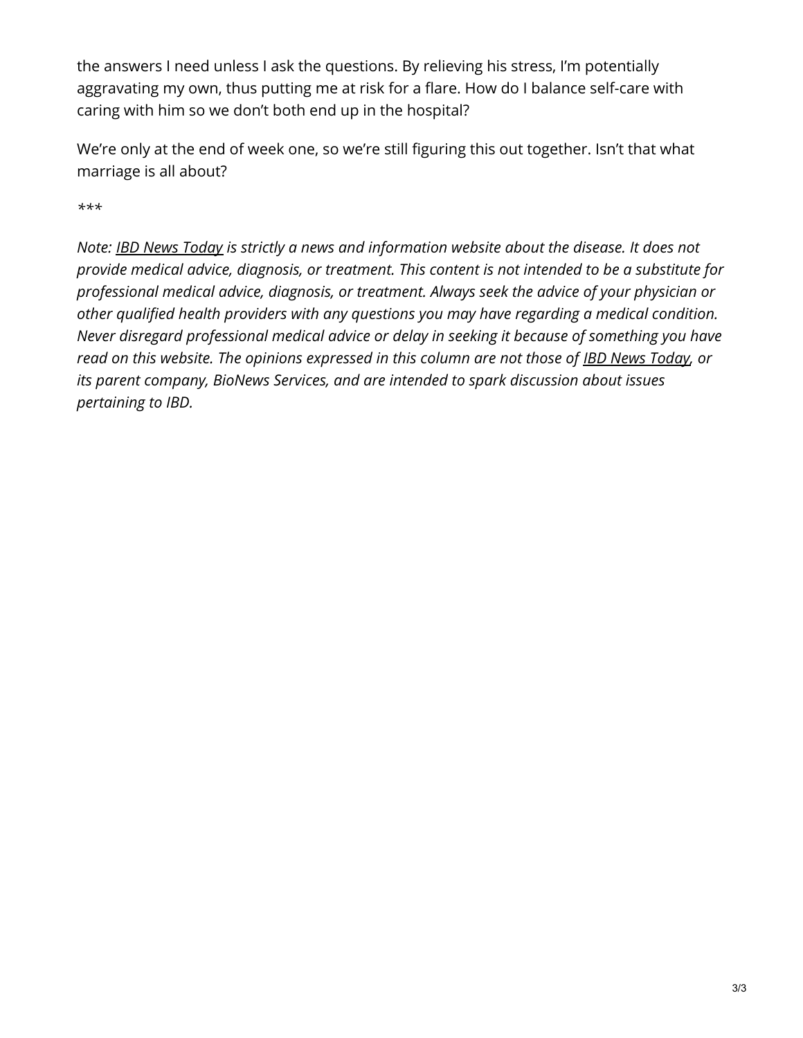the answers I need unless I ask the questions. By relieving his stress, I'm potentially aggravating my own, thus putting me at risk for a flare. How do I balance self-care with caring with him so we don't both end up in the hospital?

We're only at the end of week one, so we're still figuring this out together. Isn't that what marriage is all about?

*\*\*\**

*Note: IBD News Today is strictly a news and information website about the disease. It does not provide medical advice, diagnosis, or treatment. This content is not intended to be a substitute for professional medical advice, diagnosis, or treatment. Always seek the advice of your physician or other qualified health providers with any questions you may have regarding a medical condition. Never disregard professional medical advice or delay in seeking it because of something you have read on this website. The opinions expressed in this column are not those of IBD News Today, or its parent company, BioNews Services, and are intended to spark discussion about issues pertaining to IBD.*